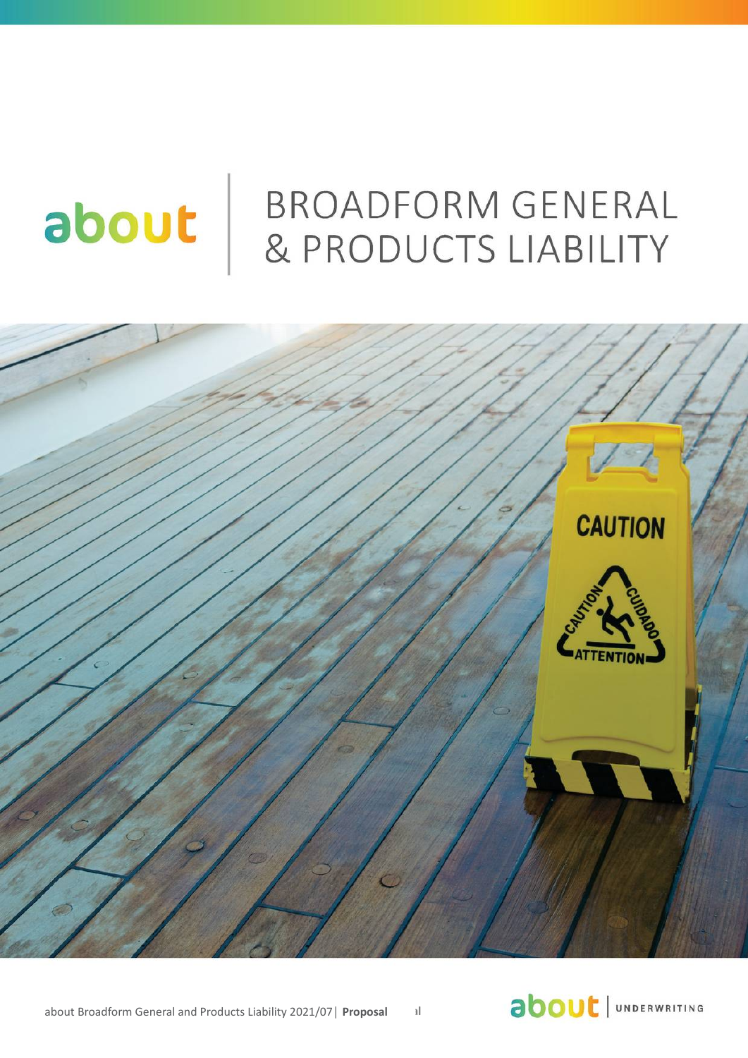about

# BROADFORM GENERAL & PRODUCTS LIABILITY

about Broadform General and Products Liability 2021/07| **Proposal**

about | UNDERWRITING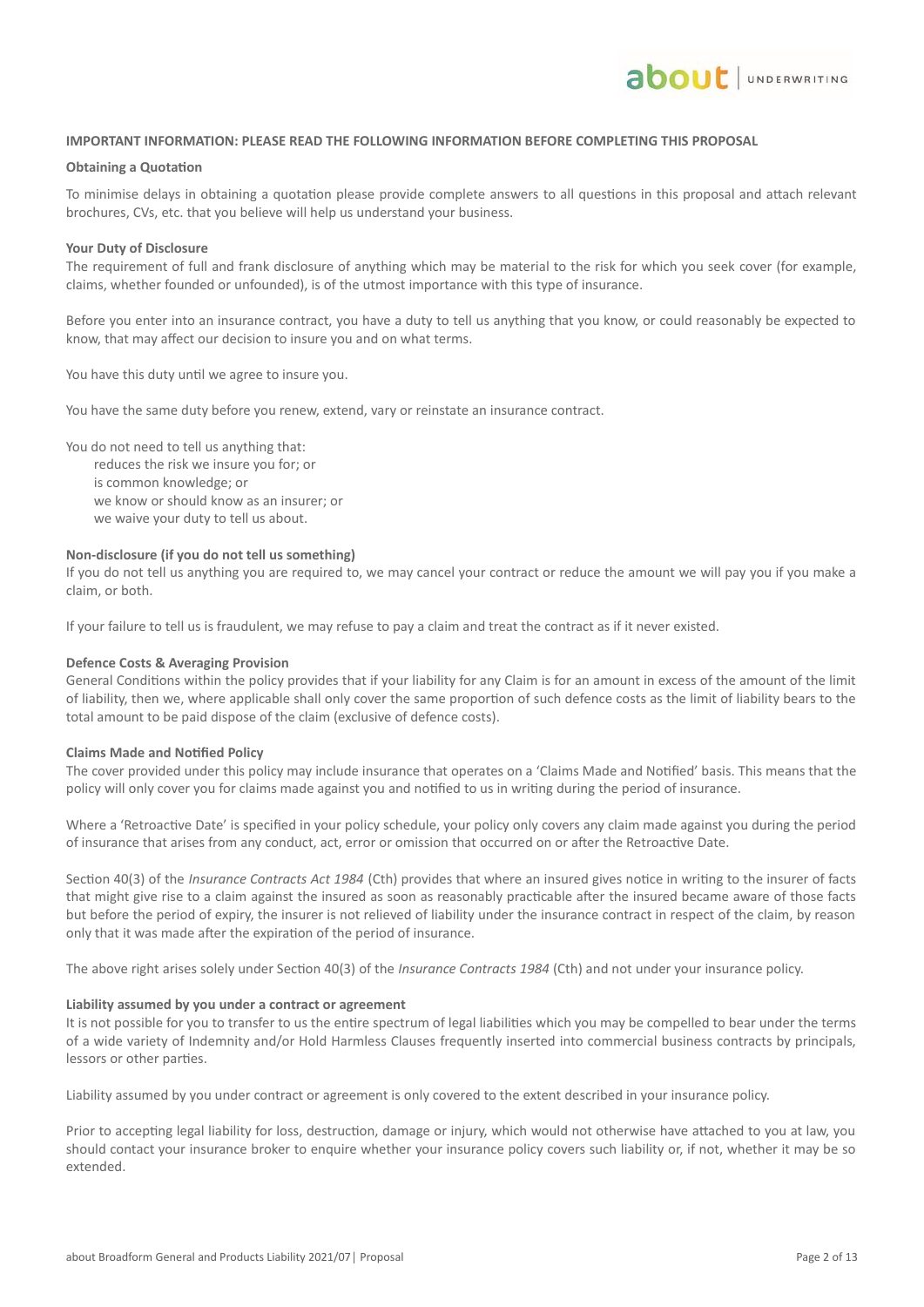**IMPORTANT INFORMATION: PLEASE READ THE FOLLOWING INFORMATION BEFORE COMPLETING THIS PROPOSAL**

**Obtaining a Quotation**

To minimise delays in obtaining a quotation please provide complete answers to all questions in this proposal and attach relevant brochures, CVs, etc. that you believe will help us understand your business.

**Your Duty of Disclosure**

The requirement of full and frank disclosure of anything which may be material to the risk for which you seek cover (for example, claims, whether founded or unfounded), is of the utmost importance with this type of insurance.

Before you enter into an insurance contract, you have a duty to tell us anything that you know, or could reasonably be expected to know, that may affect our decision to insure you and on what terms.

You have this duty until we agree to insure you.

You have the same duty before you renew, extend, vary or reinstate an insurance contract.

You do not need to tell us anything that:

- reduces the risk we insure you for; or
- is common knowledge; or
- we know or should know as an insurer; or
- we waive your duty to tell us about.

**Non-disclosure (if you do not tell us something)**

If you do not tell us anything you are required to, we may cancel your contract or reduce the amount we will pay you if you make a claim, or both.

If your failure to tell us is fraudulent, we may refuse to pay a claim and treat the contract as if it never existed.

**Defence Costs & Averaging Provision**

General Conditions within the policy provides that if your liability for any Claim is for an amount in excess of the amount of the limit of liability, then we, where applicable shall only cover the same proportion of such defence costs as the limit of liability bears to the total amount to be paid dispose of the claim (exclusive of defence costs).

**Claims Made and Notified Policy**

The cover provided under this policy may include insurance that operates on a 'Claims Made and Notified' basis. This means that the policy will only cover you for claims made against you and notified to us in writing during the period of insurance.

Where a 'Retroactive Date' is specified in your policy schedule, your policy only covers any claim made against you during the period of insurance that arises from any conduct, act, error or omission that occurred on or after the Retroactive Date.

Section 40(3) of the *Insurance Contracts Act 1984* (Cth) provides that where an insured gives notice in writing to the insurer of facts that might give rise to a claim against the insured as soon as reasonably practicable after the insured became aware of those facts but before the period of expiry, the insurer is not relieved of liability under the insurance contract in respect of the claim, by reason only that it was made after the expiration of the period of insurance.

The above right arises solely under Section 40(3) of the *Insurance Contracts 1984* (Cth) and not under your insurance policy.

**Liability assumed by you under a contract or agreement**

It is not possible for you to transfer to us the entire spectrum of legal liabilities which you may be compelled to bear under the terms of a wide variety of Indemnity and/or Hold Harmless Clauses frequently inserted into commercial business contracts by principals, lessors or other parties.

Liability assumed by you under contract or agreement is only covered to the extent described in your insurance policy.

Prior to accepting legal liability for loss, destruction, damage or injury, which would not otherwise have attached to you at law, you should contact your insurance broker to enquire whether your insurance policy covers such liability or, if not, whether it may be so extended.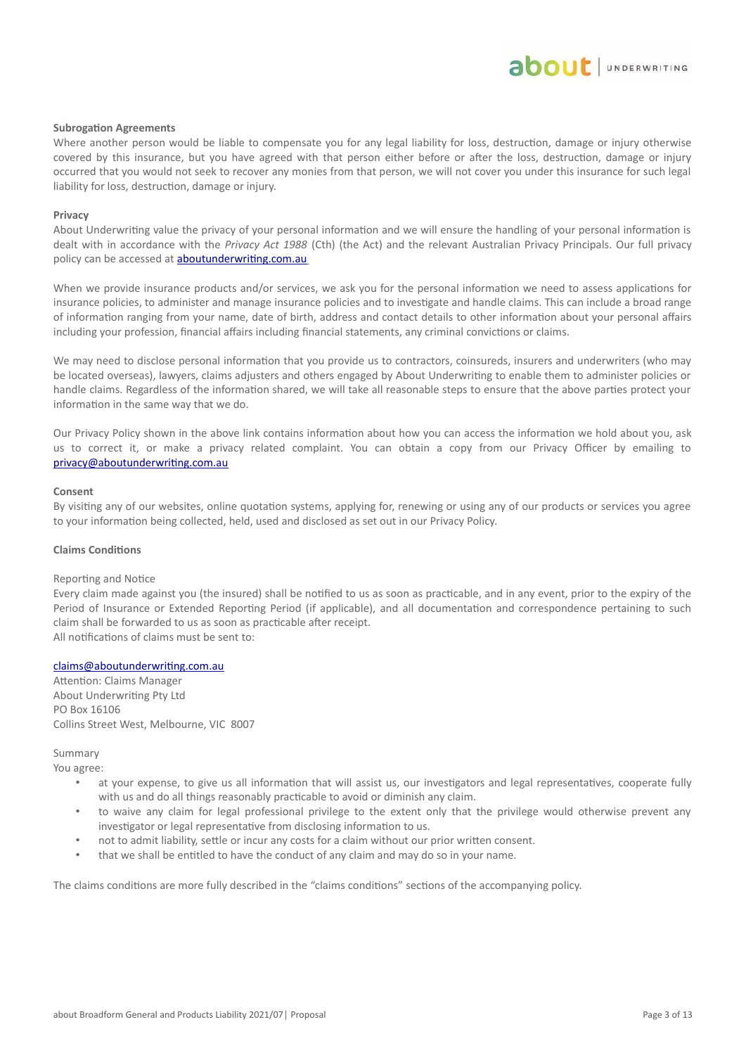**Subrogation Agreements**

Where another person would be liable to compensate you for any legal liability for loss, destruction, damage or injury otherwise covered by this insurance, but you have agreed with that person either before or after the loss, destruction, damage or injury occurred that you would not seek to recover any monies from that person, we will not cover you under this insurance for such legal liability for loss, destruction, damage or injury.

**Privacy**

About Underwriting value the privacy of your personal information and we will ensure the handling of your personal information is dealt with in accordance with the *Privacy Act 1988* (Cth) (the Act) and the relevant Australian Privacy Principals. Our full privacy policy can be accessed at aboutunderwriting.com.au

When we provide insurance products and/or services, we ask you for the personal information we need to assess applications for insurance policies, to administer and manage insurance policies and to investigate and handle claims. This can include a broad range of information ranging from your name, date of birth, address and contact details to other information about your personal affairs including your profession, financial affairs including financial statements, any criminal convictions or claims.

We may need to disclose personal information that you provide us to contractors, coinsureds, insurers and underwriters (who may be located overseas), lawyers, claims adjusters and others engaged by About Underwriting to enable them to administer policies or handle claims. Regardless of the information shared, we will take all reasonable steps to ensure that the above parties protect your information in the same way that we do.

Our Privacy Policy shown in the above link contains information about how you can access the information we hold about you, ask us to correct it, or make a privacy related complaint. You can obtain a copy from our Privacy Officer by emailing to privacy@aboutunderwriting.com.au

**Consent**

By visiting any of our websites, online quotation systems, applying for, renewing or using any of our products or services you agree to your information being collected, held, used and disclosed as set out in our Privacy Policy.

**Claims Conditions**

Reporting and Notice

Every claim made against you (the insured) shall be notified to us as soon as practicable, and in any event, prior to the expiry of the Period of Insurance or Extended Reporting Period (if applicable), and all documentation and correspondence pertaining to such claim shall be forwarded to us as soon as practicable after receipt.

All notifications of claims must be sent to:

claims@aboutunderwriting.com.au
Attention: Claims Manager
About Underwriting Pty Ltd
PO Box 16106
Collins Street West, Melbourne, VIC 8007

Summary

You agree:

- at your expense, to give us all information that will assist us, our investigators and legal representatives, cooperate fully with us and do all things reasonably practicable to avoid or diminish any claim.
- to waive any claim for legal professional privilege to the extent only that the privilege would otherwise prevent any investigator or legal representative from disclosing information to us.
- not to admit liability, settle or incur any costs for a claim without our prior written consent.
- that we shall be entitled to have the conduct of any claim and may do so in your name.

The claims conditions are more fully described in the "claims conditions" sections of the accompanying policy.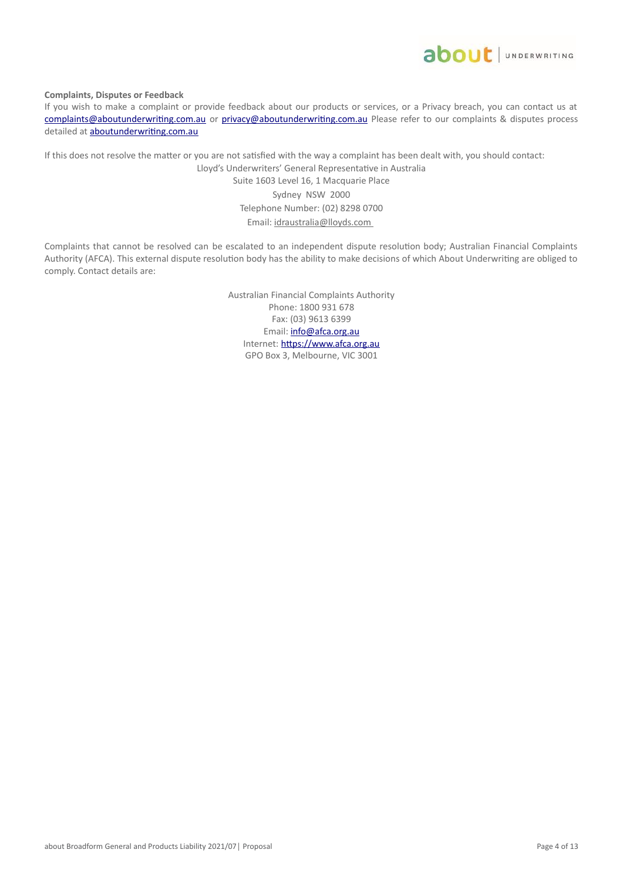**Complaints, Disputes or Feedback**

If you wish to make a complaint or provide feedback about our products or services, or a Privacy breach, you can contact us at complaints@aboutunderwriting.com.au or privacy@aboutunderwriting.com.au Please refer to our complaints & disputes process detailed at aboutunderwriting.com.au

If this does not resolve the matter or you are not satisfied with the way a complaint has been dealt with, you should contact:

Lloyd's Underwriters' General Representative in Australia
Suite 1603 Level 16, 1 Macquarie Place
Sydney NSW 2000
Telephone Number: (02) 8298 0700
Email: idraustralia@lloyds.com

Complaints that cannot be resolved can be escalated to an independent dispute resolution body; Australian Financial Complaints Authority (AFCA). This external dispute resolution body has the ability to make decisions of which About Underwriting are obliged to comply. Contact details are:

Australian Financial Complaints Authority
Phone: 1800 931 678
Fax: (03) 9613 6399
Email: info@afca.org.au
Internet: https://www.afca.org.au
GPO Box 3, Melbourne, VIC 3001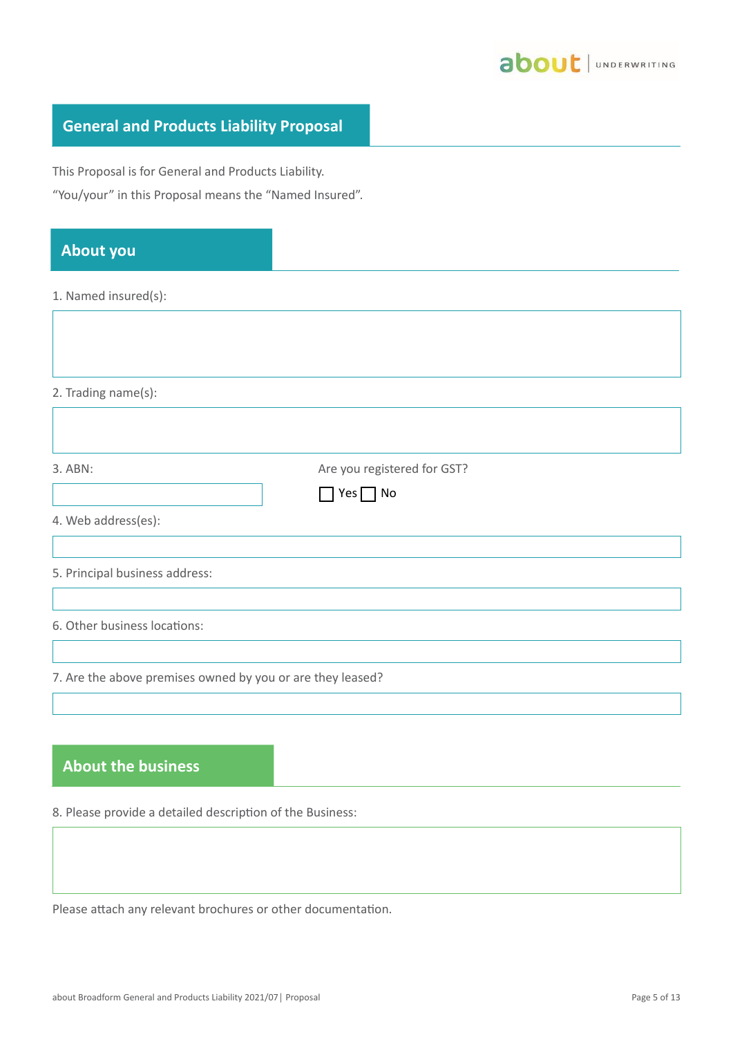## General and Products Liability Proposal

This Proposal is for General and Products Liability.

"You/your" in this Proposal means the "Named Insured".

## About you

1. Named insured(s):

2. Trading name(s):

3. ABN:

Are you registered for GST?

☐ Yes ☐ No

4. Web address(es):

5. Principal business address:

6. Other business locations:

7. Are the above premises owned by you or are they leased?

## About the business

8. Please provide a detailed description of the Business:

Please attach any relevant brochures or other documentation.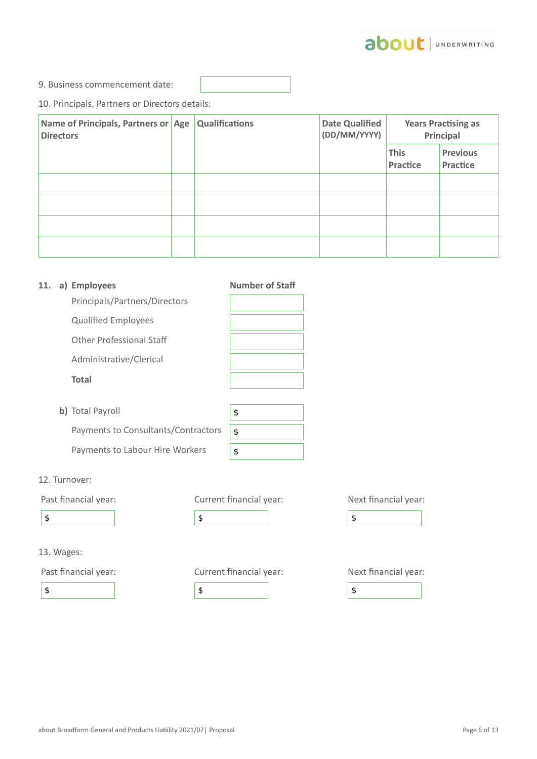9. Business commencement date:

10. Principals, Partners or Directors details:

| Name of Principals, Partners or Directors | Age | Qualifications | Date Qualified (DD/MM/YYYY) | Years Practising as Principal | |
|---|---|---|---|---|---|
| | | | | This Practice | Previous Practice |
| | | | | | |
| | | | | | |
| | | | | | |
| | | | | | |

**11. a) Employees**

| | Number of Staff |
|---|---|
| Principals/Partners/Directors | |
| Qualified Employees | |
| Other Professional Staff | |
| Administrative/Clerical | |
| **Total** | |

**b)** Total Payroll $

Payments to Consultants/Contractors $

Payments to Labour Hire Workers $

12. Turnover:

| Past financial year: | Current financial year: | Next financial year: |
|---|---|---|
| $ | $ | $ |

13. Wages:

| Past financial year: | Current financial year: | Next financial year: |
|---|---|---|
| $ | $ | $ |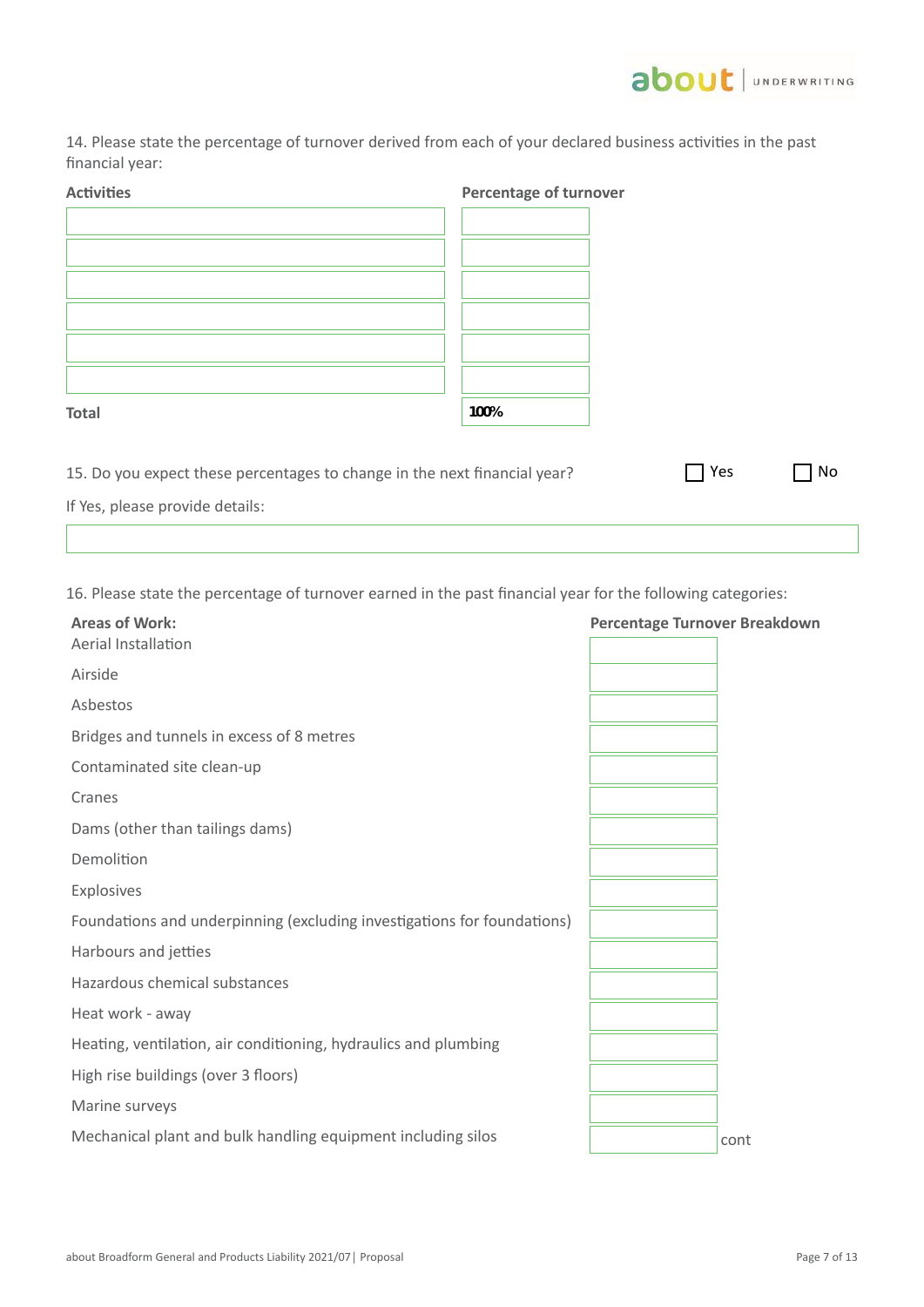14. Please state the percentage of turnover derived from each of your declared business activities in the past financial year:

| Activities | Percentage of turnover |
|---|---|
| | |
| | |
| | |
| | |
| | |
| | |
| **Total** | **100%** |

15. Do you expect these percentages to change in the next financial year? ☐ Yes ☐ No

If Yes, please provide details:

| |
|---|
| |

16. Please state the percentage of turnover earned in the past financial year for the following categories:

| Areas of Work: | Percentage Turnover Breakdown |
|---|---|
| Aerial Installation | |
| Airside | |
| Asbestos | |
| Bridges and tunnels in excess of 8 metres | |
| Contaminated site clean-up | |
| Cranes | |
| Dams (other than tailings dams) | |
| Demolition | |
| Explosives | |
| Foundations and underpinning (excluding investigations for foundations) | |
| Harbours and jetties | |
| Hazardous chemical substances | |
| Heat work - away | |
| Heating, ventilation, air conditioning, hydraulics and plumbing | |
| High rise buildings (over 3 floors) | |
| Marine surveys | |
| Mechanical plant and bulk handling equipment including silos | |

cont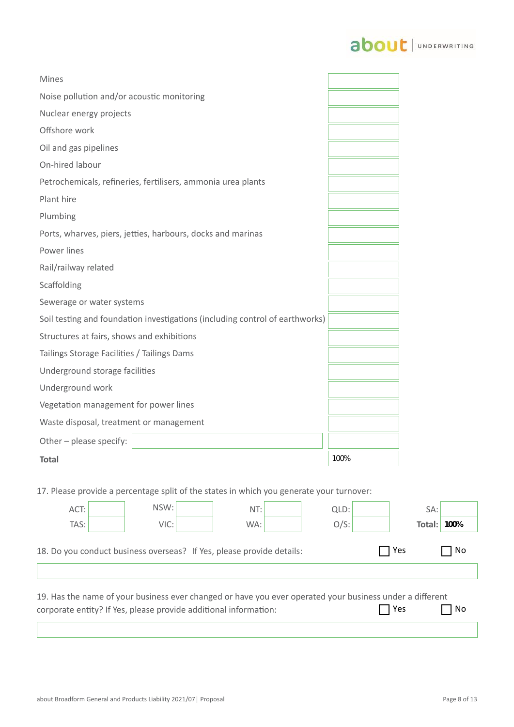| | |
|---|---|
| Mines | |
| Noise pollution and/or acoustic monitoring | |
| Nuclear energy projects | |
| Offshore work | |
| Oil and gas pipelines | |
| On-hired labour | |
| Petrochemicals, refineries, fertilisers, ammonia urea plants | |
| Plant hire | |
| Plumbing | |
| Ports, wharves, piers, jetties, harbours, docks and marinas | |
| Power lines | |
| Rail/railway related | |
| Scaffolding | |
| Sewerage or water systems | |
| Soil testing and foundation investigations (including control of earthworks) | |
| Structures at fairs, shows and exhibitions | |
| Tailings Storage Facilities / Tailings Dams | |
| Underground storage facilities | |
| Underground work | |
| Vegetation management for power lines | |
| Waste disposal, treatment or management | |
| Other – please specify: | |
| **Total** | 100% |

17. Please provide a percentage split of the states in which you generate your turnover:

| | | | | | | | | | |
|---|---|---|---|---|---|---|---|---|---|
| ACT: | | NSW: | | NT: | | QLD: | | SA: | |
| TAS: | | VIC: | | WA: | | O/S: | | **Total:** | **100%** |

18. Do you conduct business overseas? If Yes, please provide details: ☐ Yes ☐ No

19. Has the name of your business ever changed or have you ever operated your business under a different corporate entity? If Yes, please provide additional information: ☐ Yes ☐ No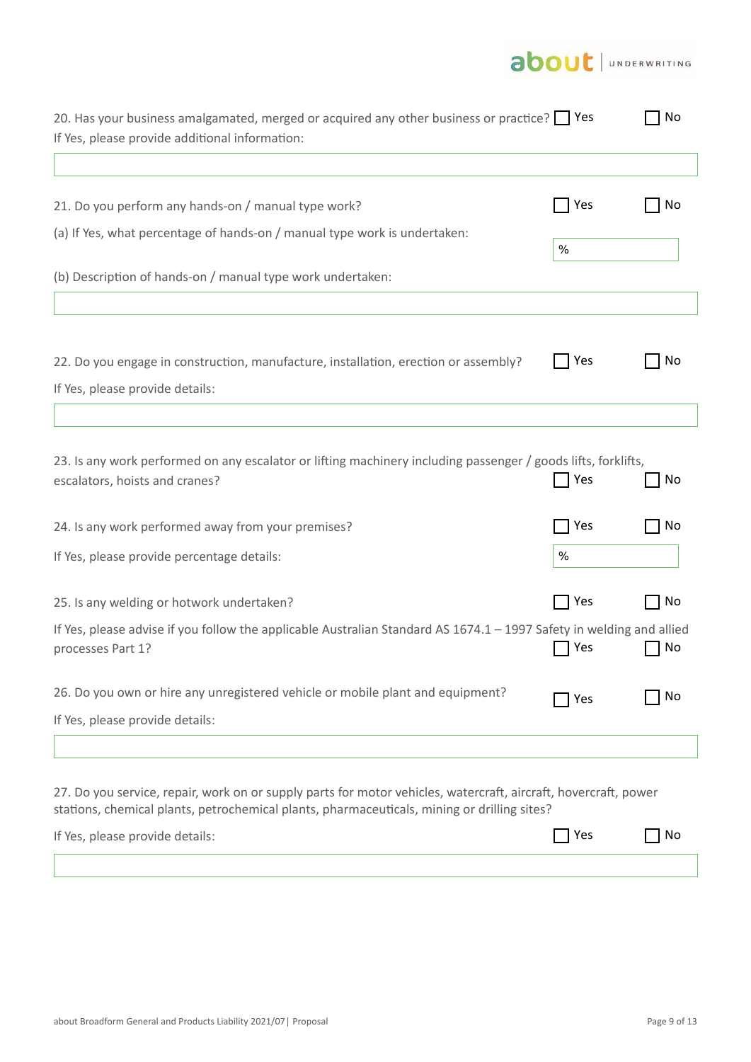20. Has your business amalgamated, merged or acquired any other business or practice? ☐ Yes ☐ No

If Yes, please provide additional information:

&nbsp;

21. Do you perform any hands-on / manual type work? ☐ Yes ☐ No

(a) If Yes, what percentage of hands-on / manual type work is undertaken: %

(b) Description of hands-on / manual type work undertaken:

&nbsp;

22. Do you engage in construction, manufacture, installation, erection or assembly? ☐ Yes ☐ No

If Yes, please provide details:

&nbsp;

23. Is any work performed on any escalator or lifting machinery including passenger / goods lifts, forklifts, escalators, hoists and cranes? ☐ Yes ☐ No

24. Is any work performed away from your premises? ☐ Yes ☐ No

If Yes, please provide percentage details: %

25. Is any welding or hotwork undertaken? ☐ Yes ☐ No

If Yes, please advise if you follow the applicable Australian Standard AS 1674.1 – 1997 Safety in welding and allied processes Part 1? ☐ Yes ☐ No

26. Do you own or hire any unregistered vehicle or mobile plant and equipment? ☐ Yes ☐ No

If Yes, please provide details:

&nbsp;

27. Do you service, repair, work on or supply parts for motor vehicles, watercraft, aircraft, hovercraft, power stations, chemical plants, petrochemical plants, pharmaceuticals, mining or drilling sites?

If Yes, please provide details: ☐ Yes ☐ No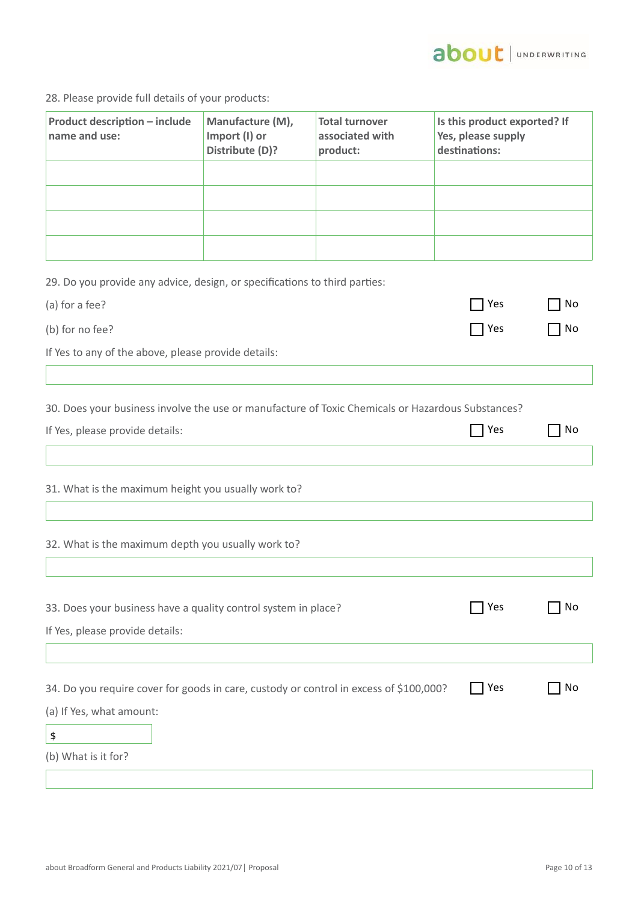28. Please provide full details of your products:

| Product description – include name and use: | Manufacture (M), Import (I) or Distribute (D)? | Total turnover associated with product: | Is this product exported? If Yes, please supply destinations: |
|---|---|---|---|
| | | | |
| | | | |
| | | | |
| | | | |

29. Do you provide any advice, design, or specifications to third parties:

(a) for a fee? ☐ Yes ☐ No

(b) for no fee? ☐ Yes ☐ No

If Yes to any of the above, please provide details:

30. Does your business involve the use or manufacture of Toxic Chemicals or Hazardous Substances?

If Yes, please provide details: ☐ Yes ☐ No

31. What is the maximum height you usually work to?

32. What is the maximum depth you usually work to?

33. Does your business have a quality control system in place? ☐ Yes ☐ No

If Yes, please provide details:

34. Do you require cover for goods in care, custody or control in excess of $100,000? ☐ Yes ☐ No

(a) If Yes, what amount:

$

(b) What is it for?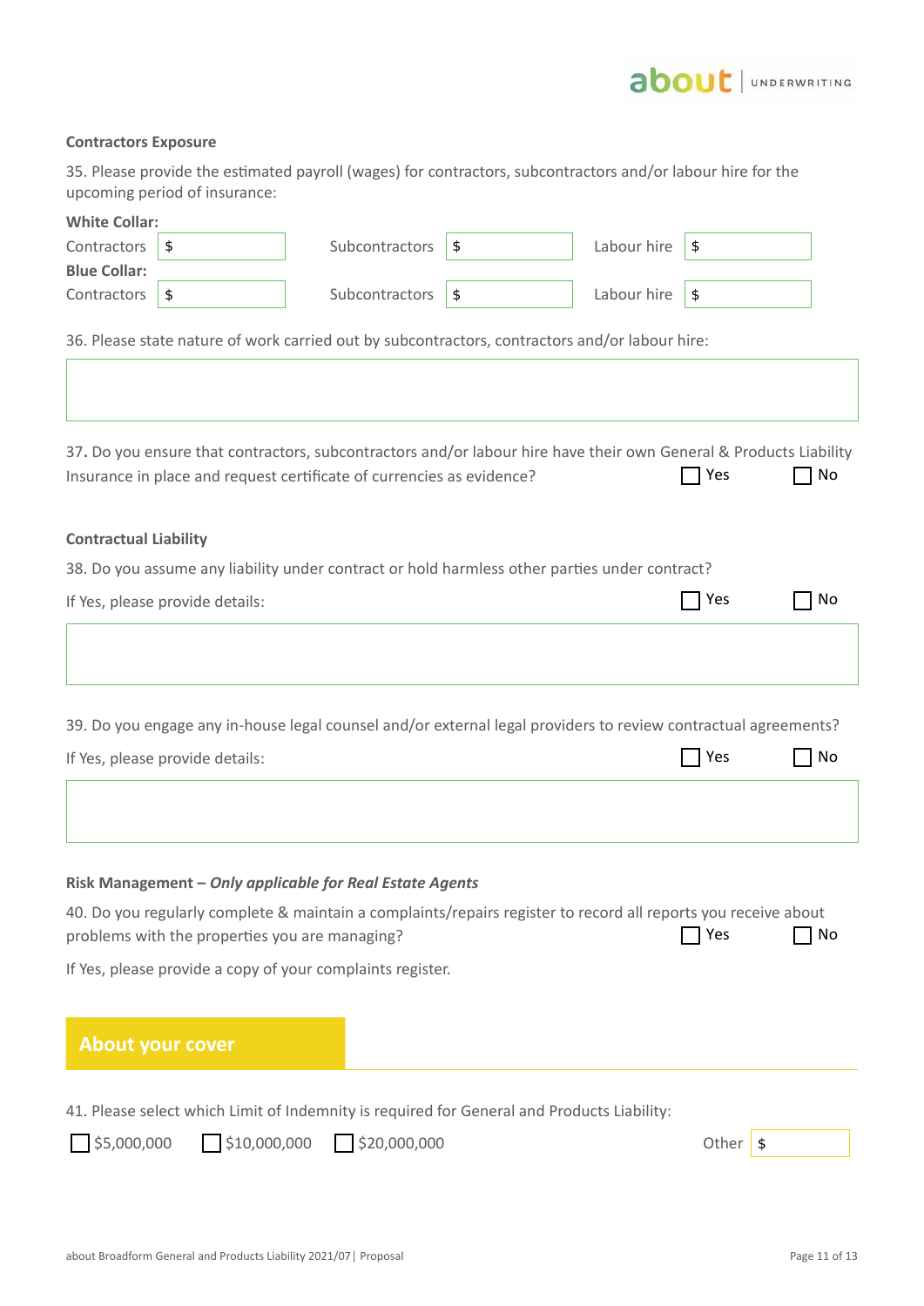**Contractors Exposure**

35. Please provide the estimated payroll (wages) for contractors, subcontractors and/or labour hire for the upcoming period of insurance:

**White Collar:**

| | | | | | |
|---|---|---|---|---|---|
| Contractors | $ | Subcontractors | $ | Labour hire | $ |

**Blue Collar:**

| | | | | | |
|---|---|---|---|---|---|
| Contractors | $ | Subcontractors | $ | Labour hire | $ |

36. Please state nature of work carried out by subcontractors, contractors and/or labour hire:

37. Do you ensure that contractors, subcontractors and/or labour hire have their own General & Products Liability Insurance in place and request certificate of currencies as evidence? ☐ Yes ☐ No

**Contractual Liability**

38. Do you assume any liability under contract or hold harmless other parties under contract?

If Yes, please provide details: ☐ Yes ☐ No

39. Do you engage any in-house legal counsel and/or external legal providers to review contractual agreements?

If Yes, please provide details: ☐ Yes ☐ No

**Risk Management – *Only applicable for Real Estate Agents***

40. Do you regularly complete & maintain a complaints/repairs register to record all reports you receive about problems with the properties you are managing? ☐ Yes ☐ No

If Yes, please provide a copy of your complaints register.

## About your cover

41. Please select which Limit of Indemnity is required for General and Products Liability:

☐ $5,000,000 ☐ $10,000,000 ☐ $20,000,000 Other $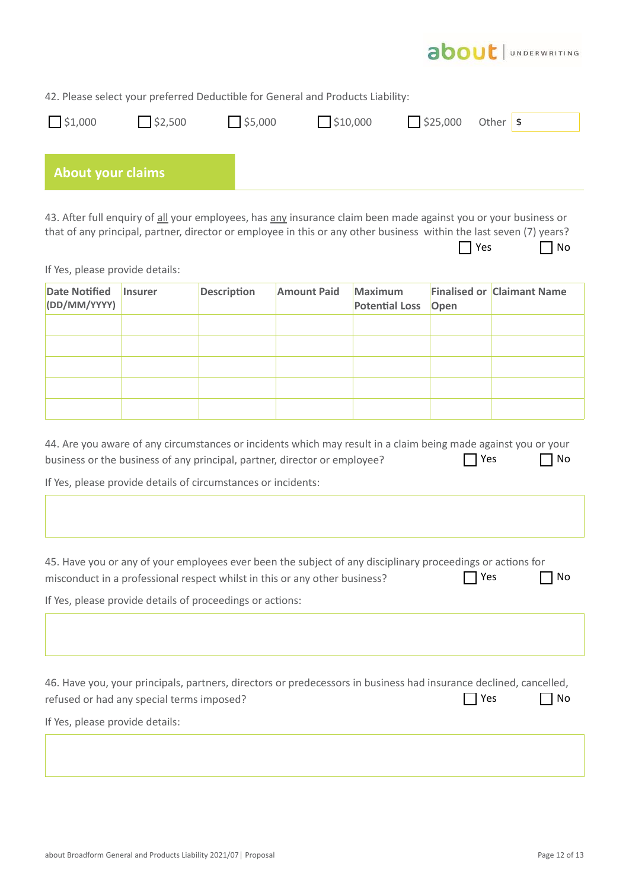42. Please select your preferred Deductible for General and Products Liability:

☐ $1,000 ☐ $2,500 ☐ $5,000 ☐ $10,000 ☐ $25,000 Other $

## About your claims

43. After full enquiry of <u>all</u> your employees, has <u>any</u> insurance claim been made against you or your business or that of any principal, partner, director or employee in this or any other business within the last seven (7) years?

☐ Yes ☐ No

If Yes, please provide details:

| Date Notified (DD/MM/YYYY) | Insurer | Description | Amount Paid | Maximum Potential Loss | Finalised or Open | Claimant Name |
|---|---|---|---|---|---|---|
| | | | | | | |
| | | | | | | |
| | | | | | | |
| | | | | | | |
| | | | | | | |

44. Are you aware of any circumstances or incidents which may result in a claim being made against you or your business or the business of any principal, partner, director or employee?

☐ Yes ☐ No

If Yes, please provide details of circumstances or incidents:

45. Have you or any of your employees ever been the subject of any disciplinary proceedings or actions for misconduct in a professional respect whilst in this or any other business?

☐ Yes ☐ No

If Yes, please provide details of proceedings or actions:

46. Have you, your principals, partners, directors or predecessors in business had insurance declined, cancelled, refused or had any special terms imposed?

☐ Yes ☐ No

If Yes, please provide details: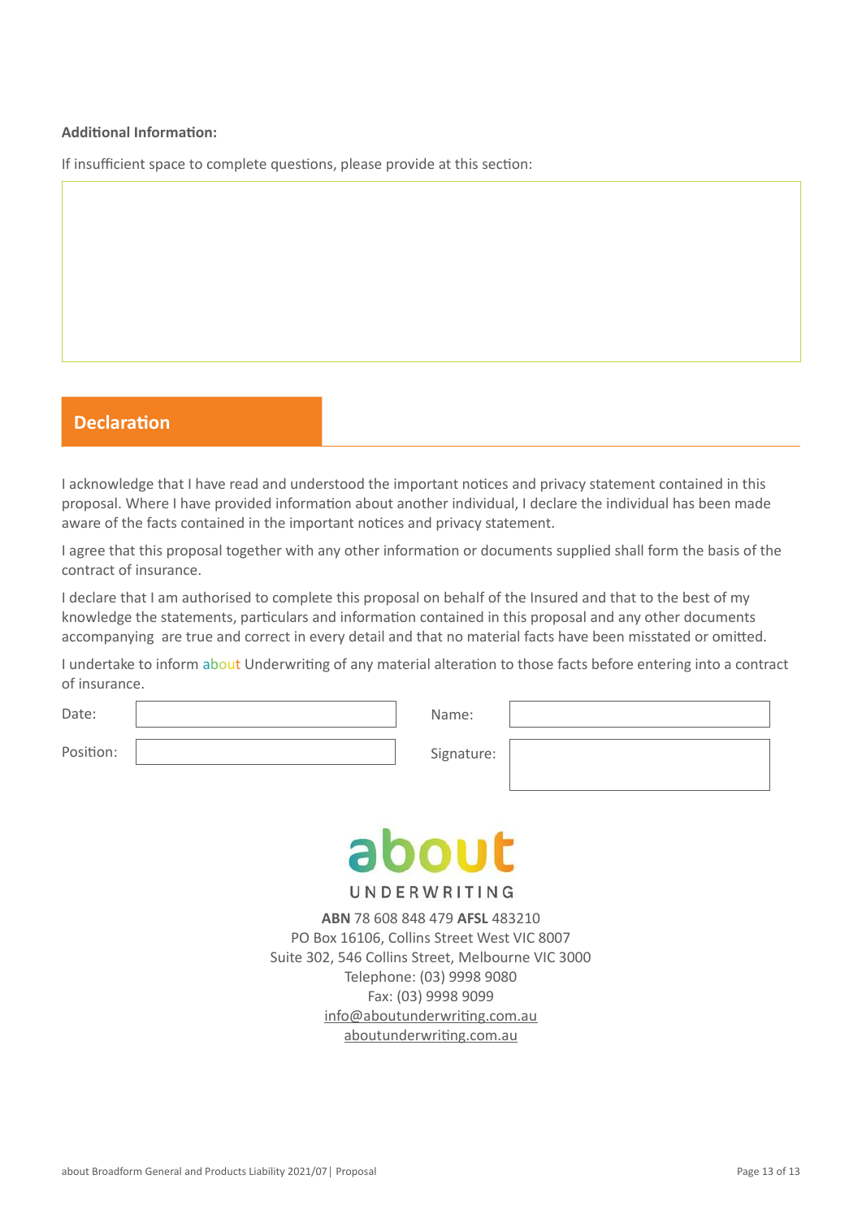**Additional Information:**

If insufficient space to complete questions, please provide at this section:

## Declaration

I acknowledge that I have read and understood the important notices and privacy statement contained in this proposal. Where I have provided information about another individual, I declare the individual has been made aware of the facts contained in the important notices and privacy statement.

I agree that this proposal together with any other information or documents supplied shall form the basis of the contract of insurance.

I declare that I am authorised to complete this proposal on behalf of the Insured and that to the best of my knowledge the statements, particulars and information contained in this proposal and any other documents accompanying are true and correct in every detail and that no material facts have been misstated or omitted.

I undertake to inform about Underwriting of any material alteration to those facts before entering into a contract of insurance.

| | | | |
|---|---|---|---|
| Date: | | Name: | |
| Position: | | Signature: | |

about UNDERWRITING

**ABN** 78 608 848 479 **AFSL** 483210
PO Box 16106, Collins Street West VIC 8007
Suite 302, 546 Collins Street, Melbourne VIC 3000
Telephone: (03) 9998 9080
Fax: (03) 9998 9099
info@aboutunderwriting.com.au
aboutunderwriting.com.au